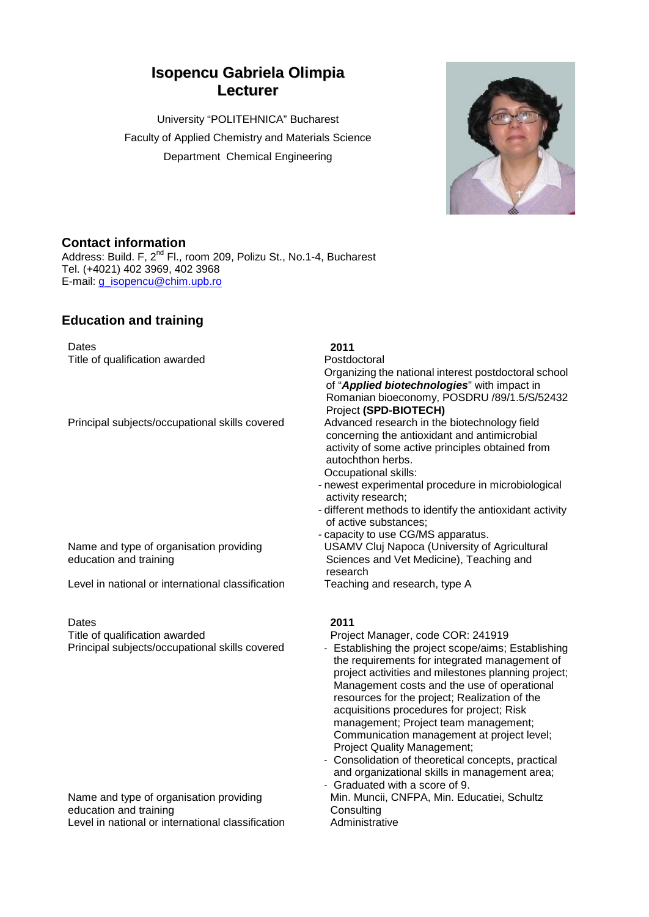# Isopencu Gabriela Olimpia
## Lecturer

University "POLITEHNICA" Bucharest
Faculty of Applied Chemistry and Materials Science
Department Chemical Engineering

## Contact information

Address: Build. F, 2nd Fl., room 209, Polizu St., No.1-4, Bucharest
Tel. (+4021) 402 3969, 402 3968
E-mail: g_isopencu@chim.upb.ro

## Education and training

| | |
|---|---|
| Dates | **2011** |
| Title of qualification awarded | Postdoctoral<br>Organizing the national interest postdoctoral school of "***Applied biotechnologies***" with impact in Romanian bioeconomy, POSDRU /89/1.5/S/52432 Project **(SPD-BIOTECH)** |
| Principal subjects/occupational skills covered | Advanced research in the biotechnology field concerning the antioxidant and antimicrobial activity of some active principles obtained from autochthon herbs.<br>Occupational skills:<br>- newest experimental procedure in microbiological activity research;<br>- different methods to identify the antioxidant activity of active substances;<br>- capacity to use CG/MS apparatus. |
| Name and type of organisation providing education and training | USAMV Cluj Napoca (University of Agricultural Sciences and Vet Medicine), Teaching and research |
| Level in national or international classification | Teaching and research, type A |

| | |
|---|---|
| Dates | **2011** |
| Title of qualification awarded | Project Manager, code COR: 241919 |
| Principal subjects/occupational skills covered | - Establishing the project scope/aims; Establishing the requirements for integrated management of project activities and milestones planning project; Management costs and the use of operational resources for the project; Realization of the acquisitions procedures for project; Risk management; Project team management; Communication management at project level; Project Quality Management;<br>- Consolidation of theoretical concepts, practical and organizational skills in management area;<br>- Graduated with a score of 9. |
| Name and type of organisation providing education and training | Min. Muncii, CNFPA, Min. Educatiei, Schultz Consulting |
| Level in national or international classification | Administrative |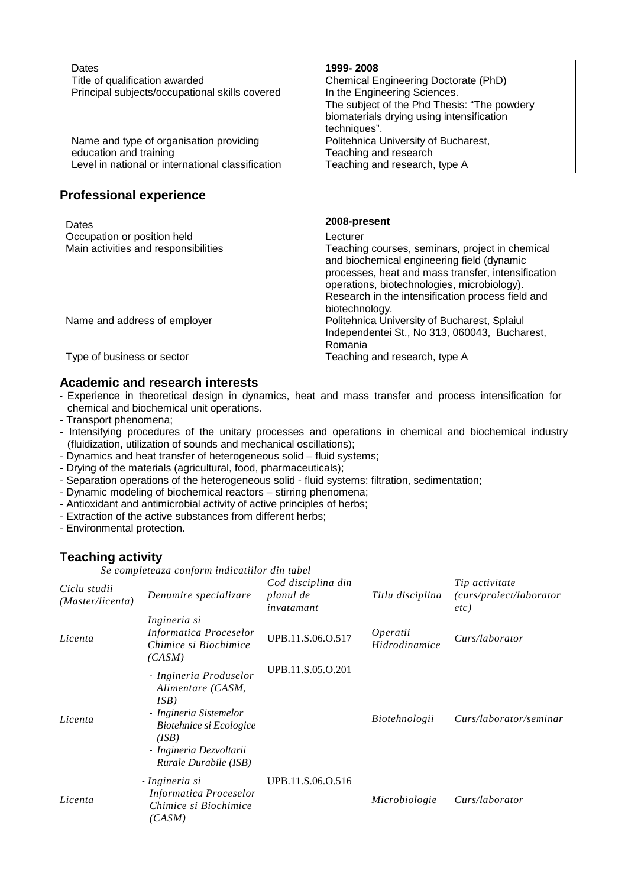| | |
|---|---|
| Dates | **1999- 2008** |
| Title of qualification awarded | Chemical Engineering Doctorate (PhD) |
| Principal subjects/occupational skills covered | In the Engineering Sciences. The subject of the Phd Thesis: "The powdery biomaterials drying using intensification techniques". |
| Name and type of organisation providing education and training | Politehnica University of Bucharest, Teaching and research |
| Level in national or international classification | Teaching and research, type A |

## Professional experience

| | |
|---|---|
| Dates | **2008-present** |
| Occupation or position held | Lecturer |
| Main activities and responsibilities | Teaching courses, seminars, project in chemical and biochemical engineering field (dynamic processes, heat and mass transfer, intensification operations, biotechnologies, microbiology). Research in the intensification process field and biotechnology. |
| Name and address of employer | Politehnica University of Bucharest, Splaiul Independentei St., No 313, 060043, Bucharest, Romania |
| Type of business or sector | Teaching and research, type A |

## Academic and research interests

- Experience in theoretical design in dynamics, heat and mass transfer and process intensification for chemical and biochemical unit operations.
- Transport phenomena;
- Intensifying procedures of the unitary processes and operations in chemical and biochemical industry (fluidization, utilization of sounds and mechanical oscillations);
- Dynamics and heat transfer of heterogeneous solid – fluid systems;
- Drying of the materials (agricultural, food, pharmaceuticals);
- Separation operations of the heterogeneous solid - fluid systems: filtration, sedimentation;
- Dynamic modeling of biochemical reactors – stirring phenomena;
- Antioxidant and antimicrobial activity of active principles of herbs;
- Extraction of the active substances from different herbs;
- Environmental protection.

## Teaching activity

*Se completeaza conform indicatiilor din tabel*

| *Ciclu studii (Master/licenta)* | *Denumire specializare* | *Cod disciplina din planul de invatamant* | *Titlu disciplina* | *Tip activitate (curs/proiect/laborator etc)* |
|---|---|---|---|---|
| *Licenta* | *Ingineria si Informatica Proceselor Chimice si Biochimice (CASM)* | UPB.11.S.06.O.517 | *Operatii Hidrodinamice* | *Curs/laborator* |
| *Licenta* | *- Ingineria Produselor Alimentare (CASM, ISB)*<br>*- Ingineria Sistemelor Biotehnice si Ecologice (ISB)*<br>*- Ingineria Dezvoltarii Rurale Durabile (ISB)* | UPB.11.S.05.O.201 | *Biotehnologii* | *Curs/laborator/seminar* |
| *Licenta* | *- Ingineria si Informatica Proceselor Chimice si Biochimice (CASM)* | UPB.11.S.06.O.516 | *Microbiologie* | *Curs/laborator* |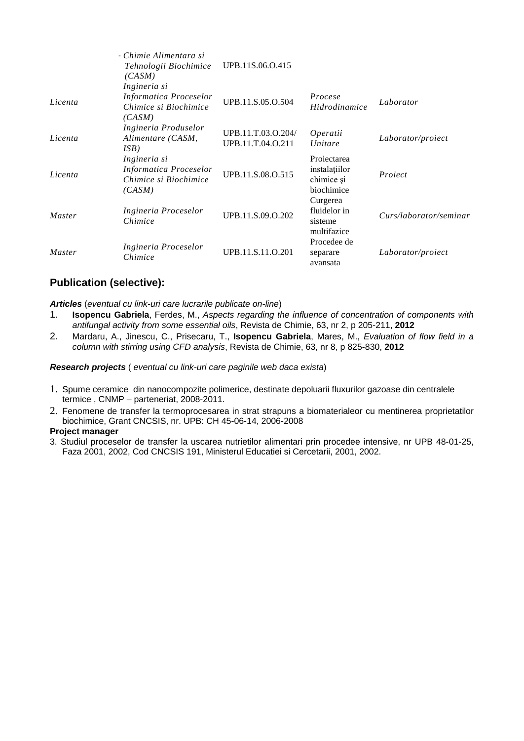| | | | | |
|---|---|---|---|---|
| | *- Chimie Alimentara si Tehnologii Biochimice (CASM)* | UPB.11S.06.O.415 | | |
| *Licenta* | *Ingineria si Informatica Proceselor Chimice si Biochimice (CASM)* | UPB.11.S.05.O.504 | *Procese Hidrodinamice* | *Laborator* |
| *Licenta* | *Ingineria Produselor Alimentare (CASM, ISB)* | UPB.11.T.03.O.204/ UPB.11.T.04.O.211 | *Operatii Unitare* | *Laborator/proiect* |
| *Licenta* | *Ingineria si Informatica Proceselor Chimice si Biochimice (CASM)* | UPB.11.S.08.O.515 | Proiectarea instalațiilor chimice și biochimice | *Proiect* |
| *Master* | *Ingineria Proceselor Chimice* | UPB.11.S.09.O.202 | Curgerea fluidelor in sisteme multifazice | *Curs/laborator/seminar* |
| *Master* | *Ingineria Proceselor Chimice* | UPB.11.S.11.O.201 | Procedee de separare avansata | *Laborator/proiect* |

## Publication (selective):

***Articles*** (*eventual cu link-uri care lucrarile publicate on-line*)

1. **Isopencu Gabriela**, Ferdes, M., *Aspects regarding the influence of concentration of components with antifungal activity from some essential oils*, Revista de Chimie, 63, nr 2, p 205-211, **2012**
2. Mardaru, A., Jinescu, C., Prisecaru, T., **Isopencu Gabriela**, Mares, M., *Evaluation of flow field in a column with stirring using CFD analysis*, Revista de Chimie, 63, nr 8, p 825-830, **2012**

***Research projects*** ( *eventual cu link-uri care paginile web daca exista*)

1. Spume ceramice din nanocompozite polimerice, destinate depoluarii fluxurilor gazoase din centralele termice , CNMP – parteneriat, 2008-2011.
2. Fenomene de transfer la termoprocesarea in strat strapuns a biomaterialeor cu mentinerea proprietatilor biochimice, Grant CNCSIS, nr. UPB: CH 45-06-14, 2006-2008

**Project manager**

3. Studiul proceselor de transfer la uscarea nutrietilor alimentari prin procedee intensive, nr UPB 48-01-25, Faza 2001, 2002, Cod CNCSIS 191, Ministerul Educatiei si Cercetarii, 2001, 2002.